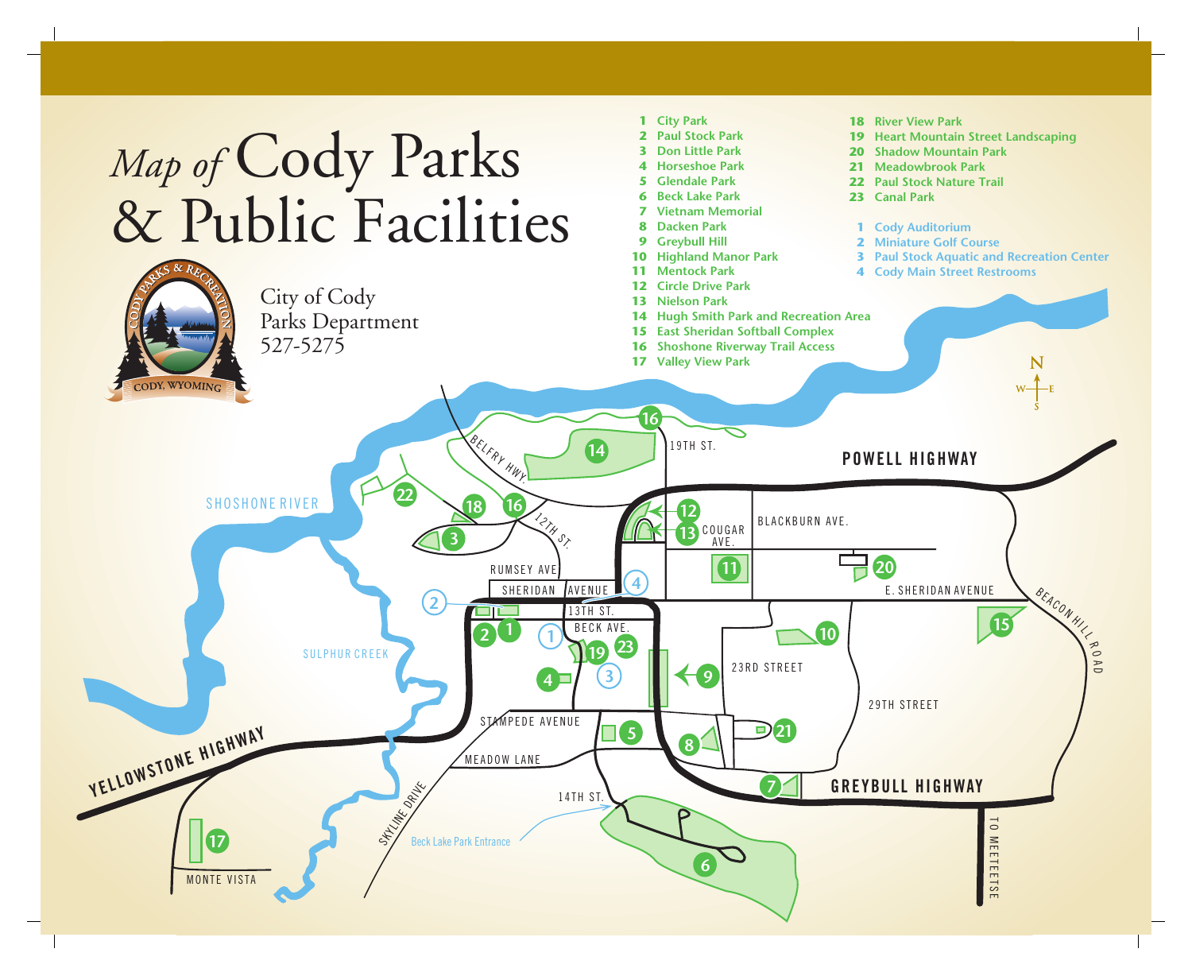# *Map of* Cody Parks & Public Facilities

City of Cody
Parks Department
527-5275

CODY PARKS & RECREATION — CODY, WYOMING

1. City Park
2. Paul Stock Park
3. Don Little Park
4. Horseshoe Park
5. Glendale Park
6. Beck Lake Park
7. Vietnam Memorial
8. Dacken Park
9. Greybull Hill
10. Highland Manor Park
11. Mentock Park
12. Circle Drive Park
13. Nielson Park
14. Hugh Smith Park and Recreation Area
15. East Sheridan Softball Complex
16. Shoshone Riverway Trail Access
17. Valley View Park
18. River View Park
19. Heart Mountain Street Landscaping
20. Shadow Mountain Park
21. Meadowbrook Park
22. Paul Stock Nature Trail
23. Canal Park

1. Cody Auditorium
2. Miniature Golf Course
3. Paul Stock Aquatic and Recreation Center
4. Cody Main Street Restrooms

SHOSHONE RIVER · SULPHUR CREEK · BELFRY HWY. · 19TH ST. · POWELL HIGHWAY · 12TH ST. · COUGAR AVE. · BLACKBURN AVE. · RUMSEY AVE · SHERIDAN AVENUE · E. SHERIDAN AVENUE · BEACON HILL ROAD · 13TH ST. · BECK AVE. · 23RD STREET · 29TH STREET · STAMPEDE AVENUE · MEADOW LANE · 14TH ST. · GREYBULL HIGHWAY · TO MEETEETSE · YELLOWSTONE HIGHWAY · SKYLINE DRIVE · Beck Lake Park Entrance · MONTE VISTA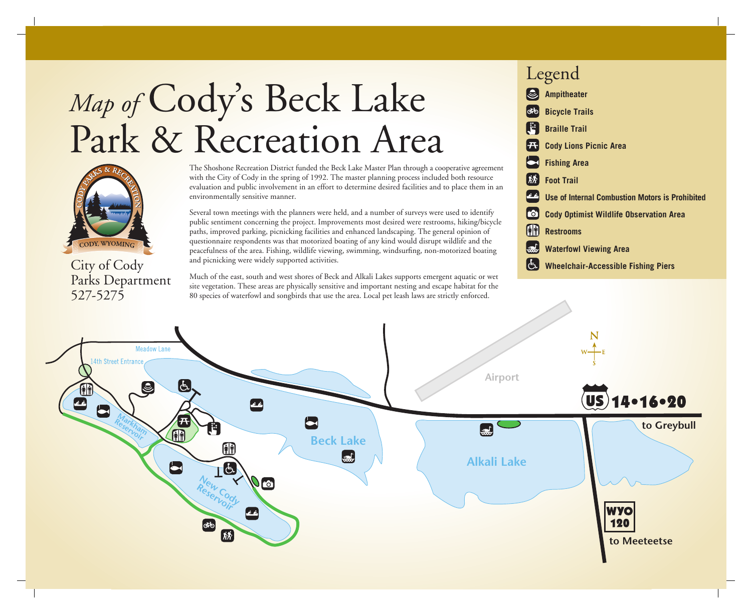# *Map of* Cody's Beck Lake Park & Recreation Area

CODY PARKS & RECREATION
CODY, WYOMING

City of Cody
Parks Department
527-5275

The Shoshone Recreation District funded the Beck Lake Master Plan through a cooperative agreement with the City of Cody in the spring of 1992. The master planning process included both resource evaluation and public involvement in an effort to determine desired facilities and to place them in an environmentally sensitive manner.

Several town meetings with the planners were held, and a number of surveys were used to identify public sentiment concerning the project. Improvements most desired were restrooms, hiking/bicycle paths, improved parking, picnicking facilities and enhanced landscaping. The general opinion of questionnaire respondents was that motorized boating of any kind would disrupt wildlife and the peacefulness of the area. Fishing, wildlife viewing, swimming, windsurfing, non-motorized boating and picnicking were widely supported activities.

Much of the east, south and west shores of Beck and Alkali Lakes supports emergent aquatic or wet site vegetation. These areas are physically sensitive and important nesting and escape habitat for the 80 species of waterfowl and songbirds that use the area. Local pet leash laws are strictly enforced.

## Legend

- **Ampitheater**
- **Bicycle Trails**
- **Braille Trail**
- **Cody Lions Picnic Area**
- **Fishing Area**
- **Foot Trail**
- **Use of Internal Combustion Motors is Prohibited**
- **Cody Optimist Wildlife Observation Area**
- **Restrooms**
- **Waterfowl Viewing Area**
- **Wheelchair-Accessible Fishing Piers**

Meadow Lane
14th Street Entrance
Markham Reservoir
New Cody Reservoir
Beck Lake
Airport
Alkali Lake
US 14•16•20
to Greybull
WYO 120
to Meeteetse
N
W E
S